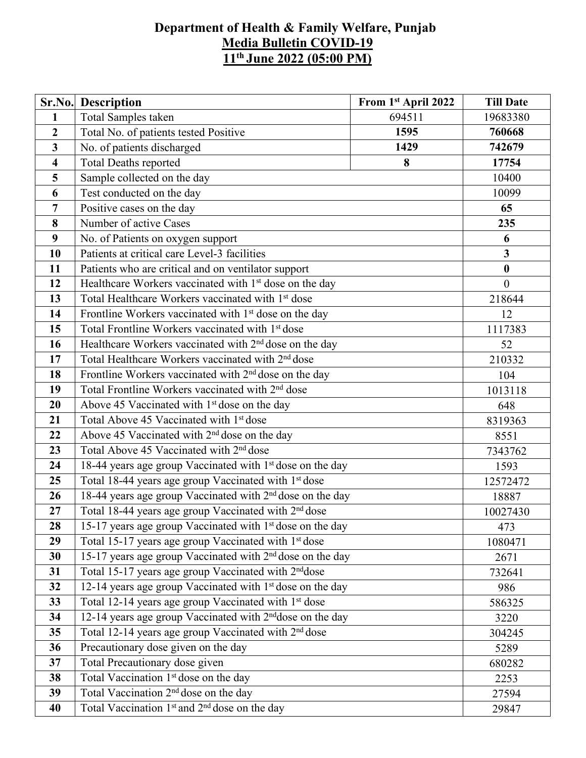# Department of Health & Family Welfare, Punjab

## Media Bulletin COVID-19

## 11th June 2022 (05:00 PM)

| Sr.No. | Description | From 1st April 2022 | Till Date |
|---|---|---|---|
| **1** | Total Samples taken | 694511 | 19683380 |
| **2** | Total No. of patients tested Positive | **1595** | **760668** |
| **3** | No. of patients discharged | **1429** | **742679** |
| **4** | Total Deaths reported | **8** | **17754** |
| **5** | Sample collected on the day | | 10400 |
| **6** | Test conducted on the day | | 10099 |
| **7** | Positive cases on the day | | **65** |
| **8** | Number of active Cases | | **235** |
| **9** | No. of Patients on oxygen support | | **6** |
| **10** | Patients at critical care Level-3 facilities | | **3** |
| **11** | Patients who are critical and on ventilator support | | **0** |
| **12** | Healthcare Workers vaccinated with 1st dose on the day | | 0 |
| **13** | Total Healthcare Workers vaccinated with 1st dose | | 218644 |
| **14** | Frontline Workers vaccinated with 1st dose on the day | | 12 |
| **15** | Total Frontline Workers vaccinated with 1st dose | | 1117383 |
| **16** | Healthcare Workers vaccinated with 2nd dose on the day | | 52 |
| **17** | Total Healthcare Workers vaccinated with 2nd dose | | 210332 |
| **18** | Frontline Workers vaccinated with 2nd dose on the day | | 104 |
| **19** | Total Frontline Workers vaccinated with 2nd dose | | 1013118 |
| **20** | Above 45 Vaccinated with 1st dose on the day | | 648 |
| **21** | Total Above 45 Vaccinated with 1st dose | | 8319363 |
| **22** | Above 45 Vaccinated with 2nd dose on the day | | 8551 |
| **23** | Total Above 45 Vaccinated with 2nd dose | | 7343762 |
| **24** | 18-44 years age group Vaccinated with 1st dose on the day | | 1593 |
| **25** | Total 18-44 years age group Vaccinated with 1st dose | | 12572472 |
| **26** | 18-44 years age group Vaccinated with 2nd dose on the day | | 18887 |
| **27** | Total 18-44 years age group Vaccinated with 2nd dose | | 10027430 |
| **28** | 15-17 years age group Vaccinated with 1st dose on the day | | 473 |
| **29** | Total 15-17 years age group Vaccinated with 1st dose | | 1080471 |
| **30** | 15-17 years age group Vaccinated with 2nd dose on the day | | 2671 |
| **31** | Total 15-17 years age group Vaccinated with 2nddose | | 732641 |
| **32** | 12-14 years age group Vaccinated with 1st dose on the day | | 986 |
| **33** | Total 12-14 years age group Vaccinated with 1st dose | | 586325 |
| **34** | 12-14 years age group Vaccinated with 2nddose on the day | | 3220 |
| **35** | Total 12-14 years age group Vaccinated with 2nd dose | | 304245 |
| **36** | Precautionary dose given on the day | | 5289 |
| **37** | Total Precautionary dose given | | 680282 |
| **38** | Total Vaccination 1st dose on the day | | 2253 |
| **39** | Total Vaccination 2nd dose on the day | | 27594 |
| **40** | Total Vaccination 1st and 2nd dose on the day | | 29847 |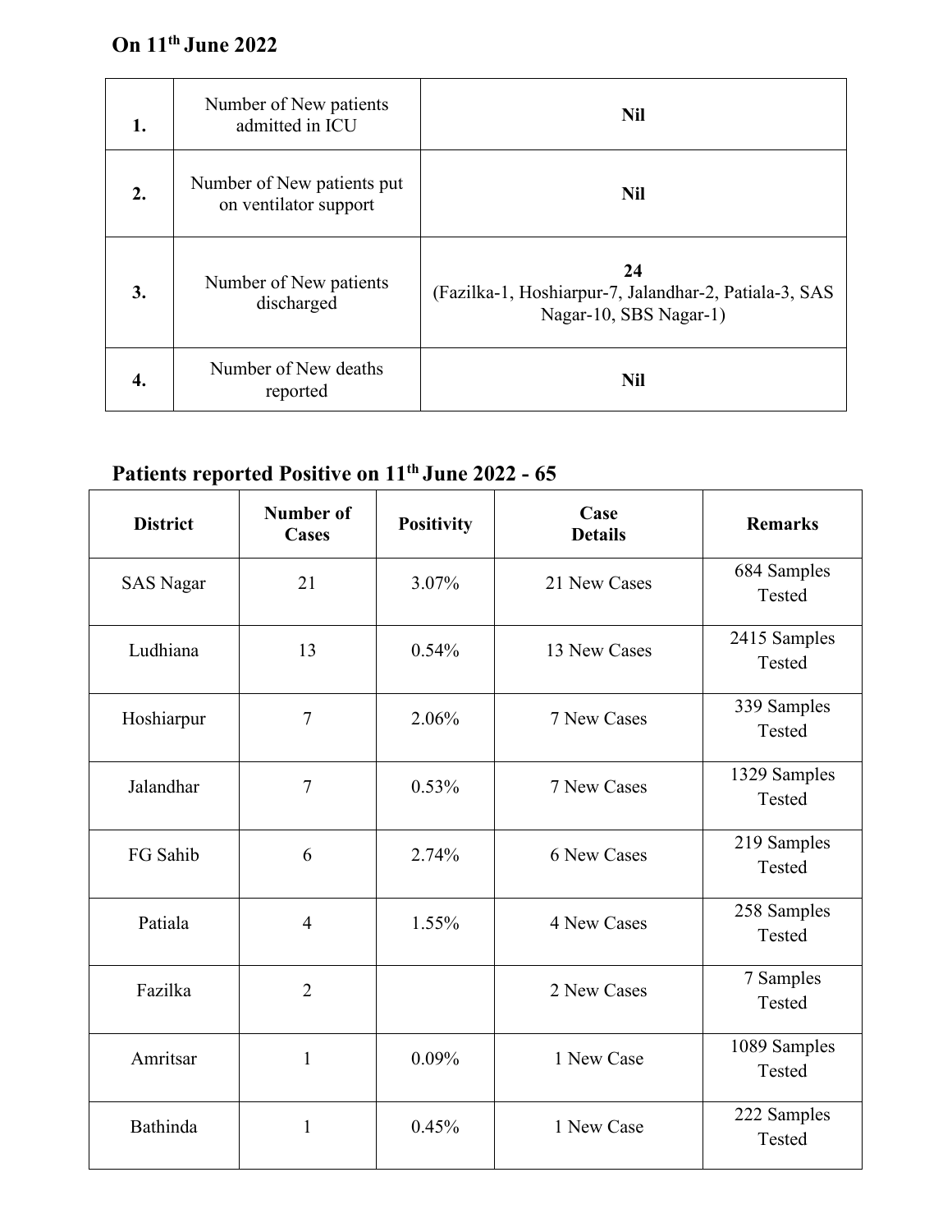**On 11th June 2022**

| | | |
|---|---|---|
| **1.** | Number of New patients admitted in ICU | **Nil** |
| **2.** | Number of New patients put on ventilator support | **Nil** |
| **3.** | Number of New patients discharged | **24** (Fazilka-1, Hoshiarpur-7, Jalandhar-2, Patiala-3, SAS Nagar-10, SBS Nagar-1) |
| **4.** | Number of New deaths reported | **Nil** |

**Patients reported Positive on 11th June 2022 - 65**

| District | Number of Cases | Positivity | Case Details | Remarks |
|---|---|---|---|---|
| SAS Nagar | 21 | 3.07% | 21 New Cases | 684 Samples Tested |
| Ludhiana | 13 | 0.54% | 13 New Cases | 2415 Samples Tested |
| Hoshiarpur | 7 | 2.06% | 7 New Cases | 339 Samples Tested |
| Jalandhar | 7 | 0.53% | 7 New Cases | 1329 Samples Tested |
| FG Sahib | 6 | 2.74% | 6 New Cases | 219 Samples Tested |
| Patiala | 4 | 1.55% | 4 New Cases | 258 Samples Tested |
| Fazilka | 2 | | 2 New Cases | 7 Samples Tested |
| Amritsar | 1 | 0.09% | 1 New Case | 1089 Samples Tested |
| Bathinda | 1 | 0.45% | 1 New Case | 222 Samples Tested |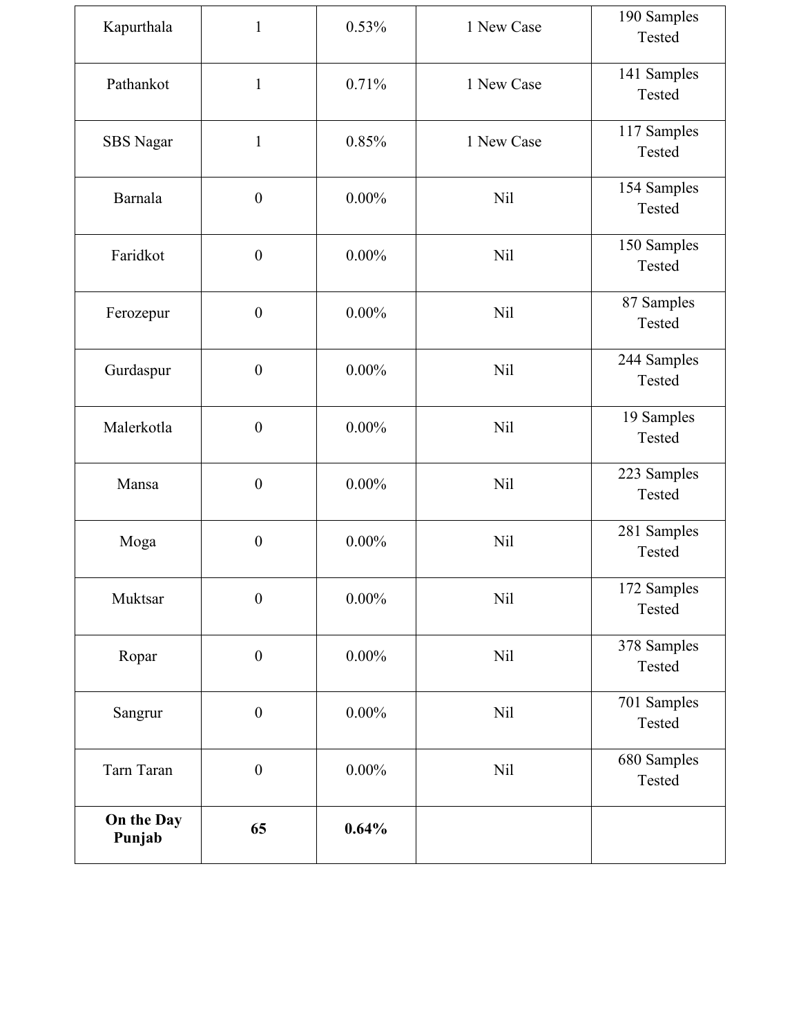| | | | | |
|---|---|---|---|---|
| Kapurthala | 1 | 0.53% | 1 New Case | 190 Samples Tested |
| Pathankot | 1 | 0.71% | 1 New Case | 141 Samples Tested |
| SBS Nagar | 1 | 0.85% | 1 New Case | 117 Samples Tested |
| Barnala | 0 | 0.00% | Nil | 154 Samples Tested |
| Faridkot | 0 | 0.00% | Nil | 150 Samples Tested |
| Ferozepur | 0 | 0.00% | Nil | 87 Samples Tested |
| Gurdaspur | 0 | 0.00% | Nil | 244 Samples Tested |
| Malerkotla | 0 | 0.00% | Nil | 19 Samples Tested |
| Mansa | 0 | 0.00% | Nil | 223 Samples Tested |
| Moga | 0 | 0.00% | Nil | 281 Samples Tested |
| Muktsar | 0 | 0.00% | Nil | 172 Samples Tested |
| Ropar | 0 | 0.00% | Nil | 378 Samples Tested |
| Sangrur | 0 | 0.00% | Nil | 701 Samples Tested |
| Tarn Taran | 0 | 0.00% | Nil | 680 Samples Tested |
| **On the Day Punjab** | **65** | **0.64%** | | |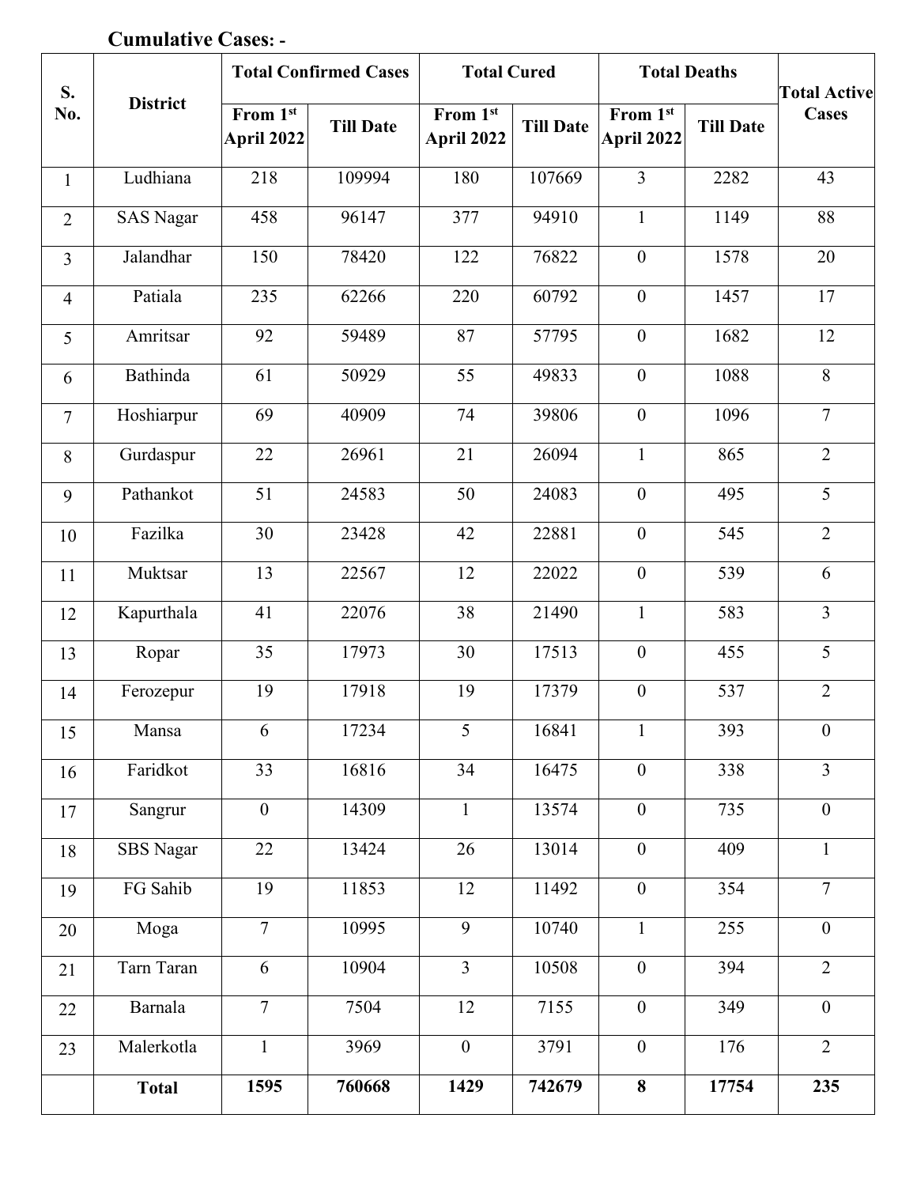**Cumulative Cases: -**

| S. No. | District | Total Confirmed Cases | | Total Cured | | Total Deaths | | Total Active Cases |
|---|---|---|---|---|---|---|---|---|
| | | From 1st April 2022 | Till Date | From 1st April 2022 | Till Date | From 1st April 2022 | Till Date | |
| 1 | Ludhiana | 218 | 109994 | 180 | 107669 | 3 | 2282 | 43 |
| 2 | SAS Nagar | 458 | 96147 | 377 | 94910 | 1 | 1149 | 88 |
| 3 | Jalandhar | 150 | 78420 | 122 | 76822 | 0 | 1578 | 20 |
| 4 | Patiala | 235 | 62266 | 220 | 60792 | 0 | 1457 | 17 |
| 5 | Amritsar | 92 | 59489 | 87 | 57795 | 0 | 1682 | 12 |
| 6 | Bathinda | 61 | 50929 | 55 | 49833 | 0 | 1088 | 8 |
| 7 | Hoshiarpur | 69 | 40909 | 74 | 39806 | 0 | 1096 | 7 |
| 8 | Gurdaspur | 22 | 26961 | 21 | 26094 | 1 | 865 | 2 |
| 9 | Pathankot | 51 | 24583 | 50 | 24083 | 0 | 495 | 5 |
| 10 | Fazilka | 30 | 23428 | 42 | 22881 | 0 | 545 | 2 |
| 11 | Muktsar | 13 | 22567 | 12 | 22022 | 0 | 539 | 6 |
| 12 | Kapurthala | 41 | 22076 | 38 | 21490 | 1 | 583 | 3 |
| 13 | Ropar | 35 | 17973 | 30 | 17513 | 0 | 455 | 5 |
| 14 | Ferozepur | 19 | 17918 | 19 | 17379 | 0 | 537 | 2 |
| 15 | Mansa | 6 | 17234 | 5 | 16841 | 1 | 393 | 0 |
| 16 | Faridkot | 33 | 16816 | 34 | 16475 | 0 | 338 | 3 |
| 17 | Sangrur | 0 | 14309 | 1 | 13574 | 0 | 735 | 0 |
| 18 | SBS Nagar | 22 | 13424 | 26 | 13014 | 0 | 409 | 1 |
| 19 | FG Sahib | 19 | 11853 | 12 | 11492 | 0 | 354 | 7 |
| 20 | Moga | 7 | 10995 | 9 | 10740 | 1 | 255 | 0 |
| 21 | Tarn Taran | 6 | 10904 | 3 | 10508 | 0 | 394 | 2 |
| 22 | Barnala | 7 | 7504 | 12 | 7155 | 0 | 349 | 0 |
| 23 | Malerkotla | 1 | 3969 | 0 | 3791 | 0 | 176 | 2 |
| | **Total** | **1595** | **760668** | **1429** | **742679** | **8** | **17754** | **235** |